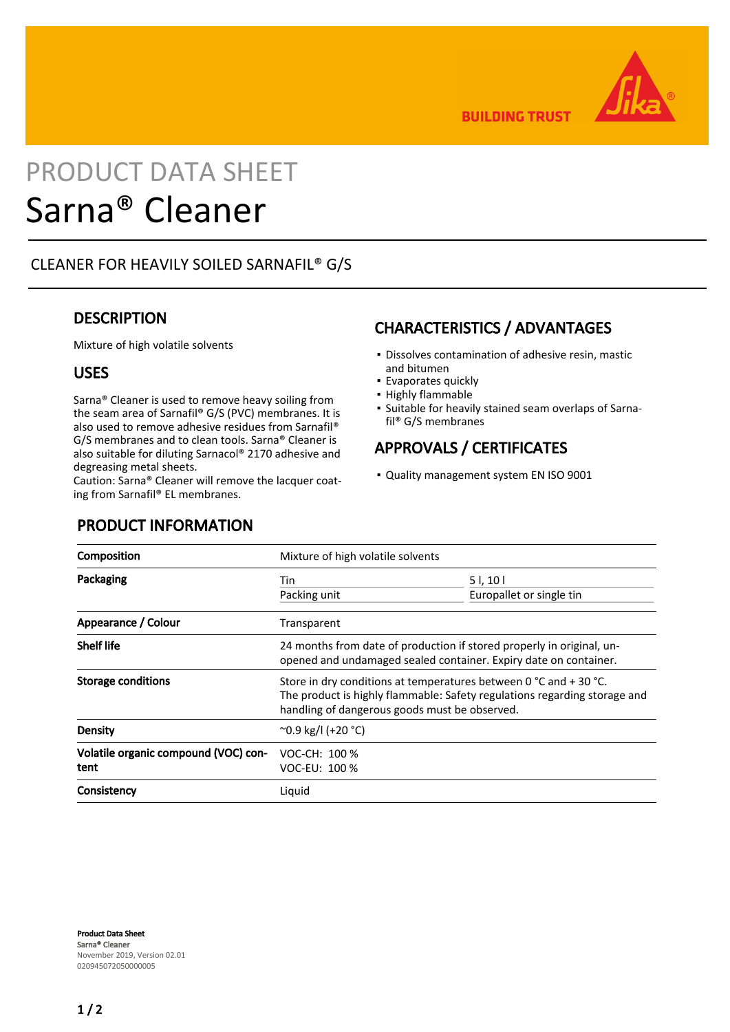# PRODUCT DATA SHEET

# Sarna® Cleaner

CLEANER FOR HEAVILY SOILED SARNAFIL® G/S

## DESCRIPTION

Mixture of high volatile solvents

## USES

Sarna® Cleaner is used to remove heavy soiling from the seam area of Sarnafil® G/S (PVC) membranes. It is also used to remove adhesive residues from Sarnafil® G/S membranes and to clean tools. Sarna® Cleaner is also suitable for diluting Sarnacol® 2170 adhesive and degreasing metal sheets.
Caution: Sarna® Cleaner will remove the lacquer coating from Sarnafil® EL membranes.

## CHARACTERISTICS / ADVANTAGES

- Dissolves contamination of adhesive resin, mastic and bitumen
- Evaporates quickly
- Highly flammable
- Suitable for heavily stained seam overlaps of Sarnafil® G/S membranes

## APPROVALS / CERTIFICATES

- Quality management system EN ISO 9001

## PRODUCT INFORMATION

| | | |
|---|---|---|
| **Composition** | Mixture of high volatile solvents | |
| **Packaging** | Tin | 5 l, 10 l |
| | Packing unit | Europallet or single tin |
| **Appearance / Colour** | Transparent | |
| **Shelf life** | 24 months from date of production if stored properly in original, unopened and undamaged sealed container. Expiry date on container. | |
| **Storage conditions** | Store in dry conditions at temperatures between 0 °C and + 30 °C. The product is highly flammable: Safety regulations regarding storage and handling of dangerous goods must be observed. | |
| **Density** | ~0.9 kg/l (+20 °C) | |
| **Volatile organic compound (VOC) content** | VOC-CH: 100 %<br>VOC-EU: 100 % | |
| **Consistency** | Liquid | |

**Product Data Sheet**
Sarna® Cleaner
November 2019, Version 02.01
020945072050000005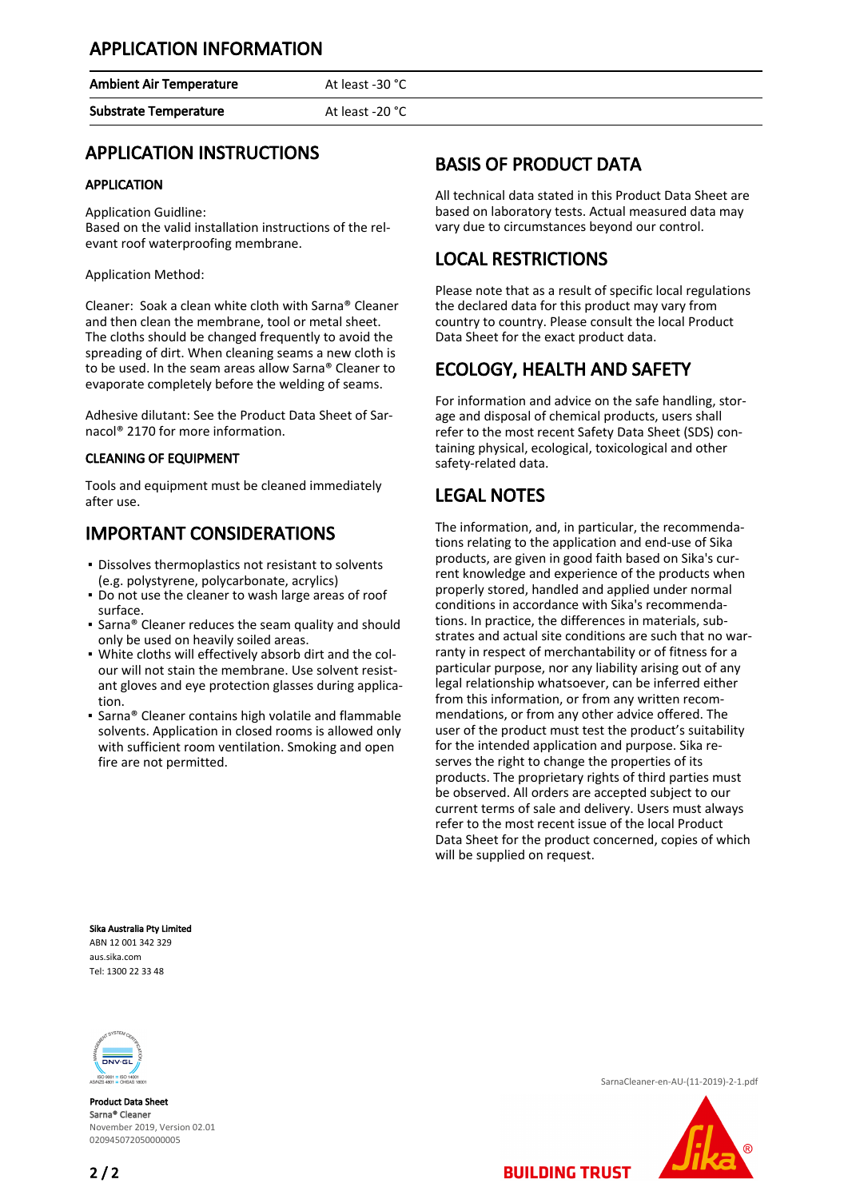## APPLICATION INFORMATION

| | |
|---|---|
| **Ambient Air Temperature** | At least -30 °C |
| **Substrate Temperature** | At least -20 °C |

## APPLICATION INSTRUCTIONS

### APPLICATION

Application Guidline:
Based on the valid installation instructions of the relevant roof waterproofing membrane.

Application Method:

Cleaner: Soak a clean white cloth with Sarna® Cleaner and then clean the membrane, tool or metal sheet. The cloths should be changed frequently to avoid the spreading of dirt. When cleaning seams a new cloth is to be used. In the seam areas allow Sarna® Cleaner to evaporate completely before the welding of seams.

Adhesive dilutant: See the Product Data Sheet of Sarnacol® 2170 for more information.

### CLEANING OF EQUIPMENT

Tools and equipment must be cleaned immediately after use.

## IMPORTANT CONSIDERATIONS

- Dissolves thermoplastics not resistant to solvents (e.g. polystyrene, polycarbonate, acrylics)
- Do not use the cleaner to wash large areas of roof surface.
- Sarna® Cleaner reduces the seam quality and should only be used on heavily soiled areas.
- White cloths will effectively absorb dirt and the colour will not stain the membrane. Use solvent resistant gloves and eye protection glasses during application.
- Sarna® Cleaner contains high volatile and flammable solvents. Application in closed rooms is allowed only with sufficient room ventilation. Smoking and open fire are not permitted.

## BASIS OF PRODUCT DATA

All technical data stated in this Product Data Sheet are based on laboratory tests. Actual measured data may vary due to circumstances beyond our control.

## LOCAL RESTRICTIONS

Please note that as a result of specific local regulations the declared data for this product may vary from country to country. Please consult the local Product Data Sheet for the exact product data.

## ECOLOGY, HEALTH AND SAFETY

For information and advice on the safe handling, storage and disposal of chemical products, users shall refer to the most recent Safety Data Sheet (SDS) containing physical, ecological, toxicological and other safety-related data.

## LEGAL NOTES

The information, and, in particular, the recommendations relating to the application and end-use of Sika products, are given in good faith based on Sika's current knowledge and experience of the products when properly stored, handled and applied under normal conditions in accordance with Sika's recommendations. In practice, the differences in materials, substrates and actual site conditions are such that no warranty in respect of merchantability or of fitness for a particular purpose, nor any liability arising out of any legal relationship whatsoever, can be inferred either from this information, or from any written recommendations, or from any other advice offered. The user of the product must test the product's suitability for the intended application and purpose. Sika reserves the right to change the properties of its products. The proprietary rights of third parties must be observed. All orders are accepted subject to our current terms of sale and delivery. Users must always refer to the most recent issue of the local Product Data Sheet for the product concerned, copies of which will be supplied on request.

**Sika Australia Pty Limited**
ABN 12 001 342 329
aus.sika.com
Tel: 1300 22 33 48

**Product Data Sheet**
**Sarna® Cleaner**
November 2019, Version 02.01
020945072050000005

SarnaCleaner-en-AU-(11-2019)-2-1.pdf